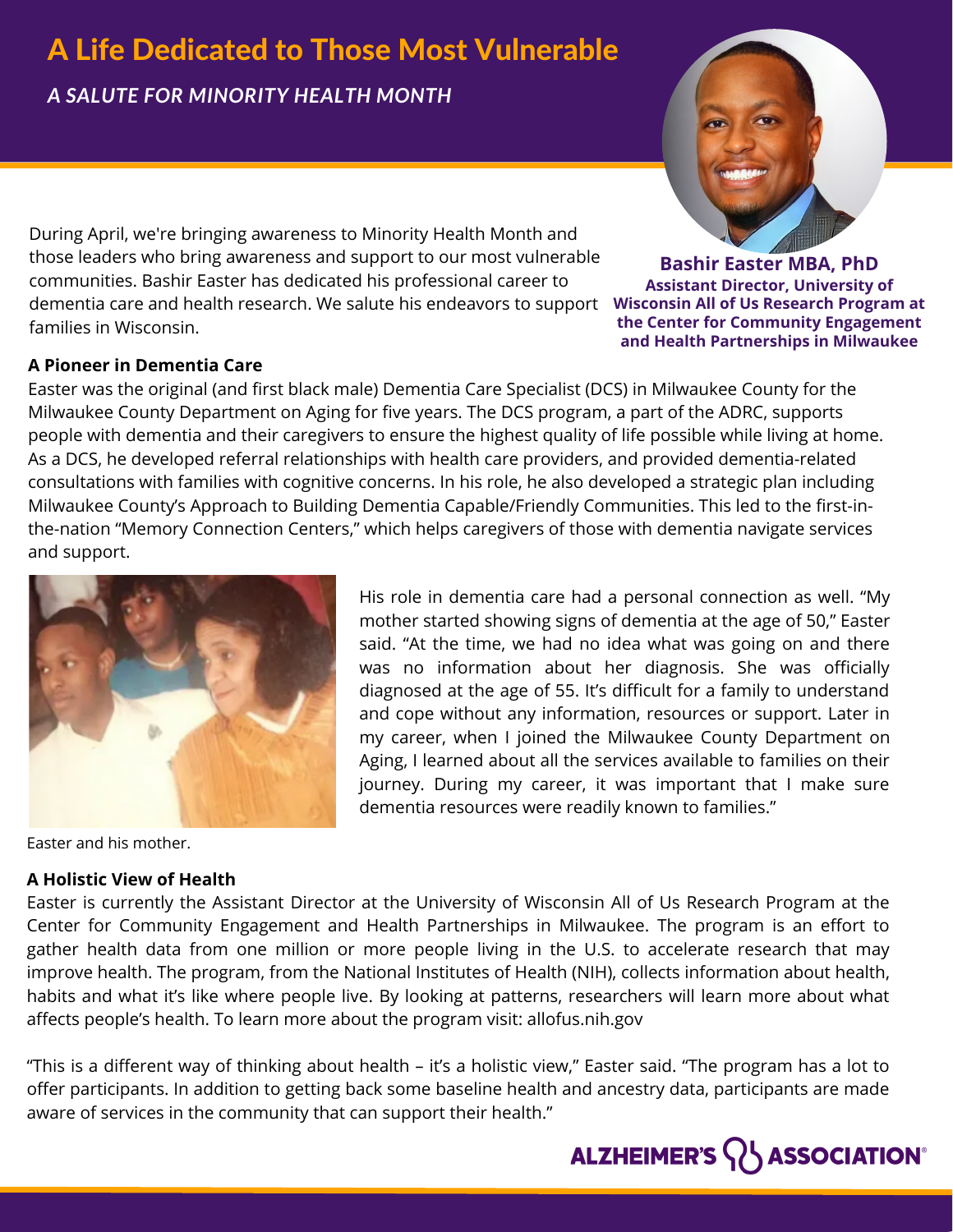# A Life Dedicated to Those Most Vulnerable

*A SALUTE FOR MINORITY HEALTH MONTH*

**Bashir Easter MBA, PhD**
**Assistant Director, University of Wisconsin All of Us Research Program at the Center for Community Engagement and Health Partnerships in Milwaukee**

During April, we're bringing awareness to Minority Health Month and those leaders who bring awareness and support to our most vulnerable communities. Bashir Easter has dedicated his professional career to dementia care and health research. We salute his endeavors to support families in Wisconsin.

**A Pioneer in Dementia Care**

Easter was the original (and first black male) Dementia Care Specialist (DCS) in Milwaukee County for the Milwaukee County Department on Aging for five years. The DCS program, a part of the ADRC, supports people with dementia and their caregivers to ensure the highest quality of life possible while living at home. As a DCS, he developed referral relationships with health care providers, and provided dementia-related consultations with families with cognitive concerns. In his role, he also developed a strategic plan including Milwaukee County's Approach to Building Dementia Capable/Friendly Communities. This led to the first-in-the-nation "Memory Connection Centers," which helps caregivers of those with dementia navigate services and support.

Easter and his mother.

His role in dementia care had a personal connection as well. "My mother started showing signs of dementia at the age of 50," Easter said. "At the time, we had no idea what was going on and there was no information about her diagnosis. She was officially diagnosed at the age of 55. It's difficult for a family to understand and cope without any information, resources or support. Later in my career, when I joined the Milwaukee County Department on Aging, I learned about all the services available to families on their journey. During my career, it was important that I make sure dementia resources were readily known to families."

**A Holistic View of Health**

Easter is currently the Assistant Director at the University of Wisconsin All of Us Research Program at the Center for Community Engagement and Health Partnerships in Milwaukee. The program is an effort to gather health data from one million or more people living in the U.S. to accelerate research that may improve health. The program, from the National Institutes of Health (NIH), collects information about health, habits and what it's like where people live. By looking at patterns, researchers will learn more about what affects people's health. To learn more about the program visit: allofus.nih.gov

"This is a different way of thinking about health – it's a holistic view," Easter said. "The program has a lot to offer participants. In addition to getting back some baseline health and ancestry data, participants are made aware of services in the community that can support their health."

ALZHEIMER'S ASSOCIATION®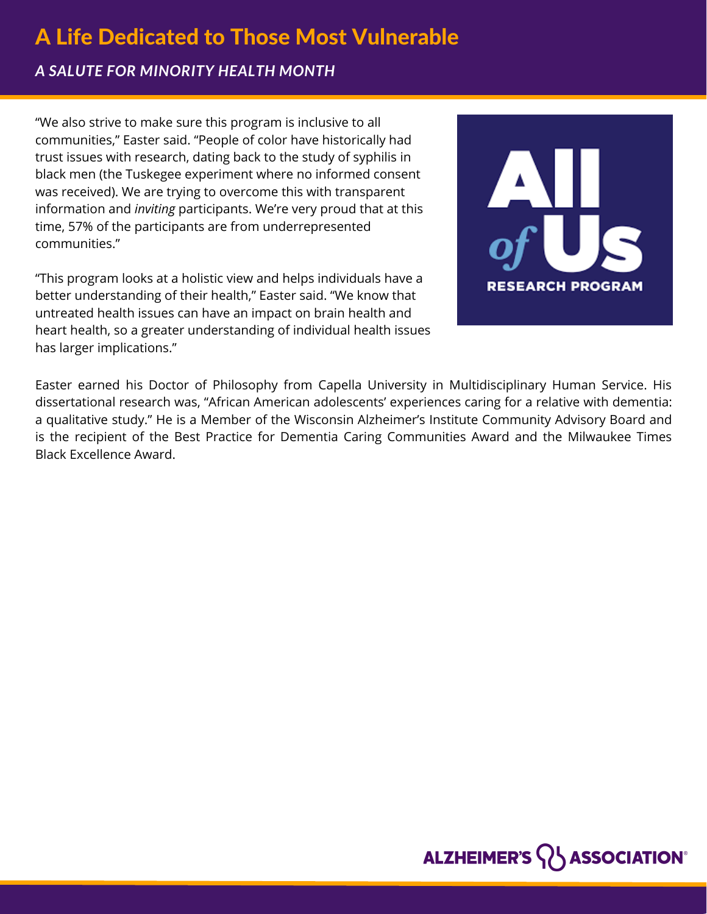# A Life Dedicated to Those Most Vulnerable

## *A SALUTE FOR MINORITY HEALTH MONTH*

"We also strive to make sure this program is inclusive to all communities," Easter said. "People of color have historically had trust issues with research, dating back to the study of syphilis in black men (the Tuskegee experiment where no informed consent was received). We are trying to overcome this with transparent information and *inviting* participants. We're very proud that at this time, 57% of the participants are from underrepresented communities."

"This program looks at a holistic view and helps individuals have a better understanding of their health," Easter said. "We know that untreated health issues can have an impact on brain health and heart health, so a greater understanding of individual health issues has larger implications."

Easter earned his Doctor of Philosophy from Capella University in Multidisciplinary Human Service. His dissertational research was, "African American adolescents' experiences caring for a relative with dementia: a qualitative study." He is a Member of the Wisconsin Alzheimer's Institute Community Advisory Board and is the recipient of the Best Practice for Dementia Caring Communities Award and the Milwaukee Times Black Excellence Award.